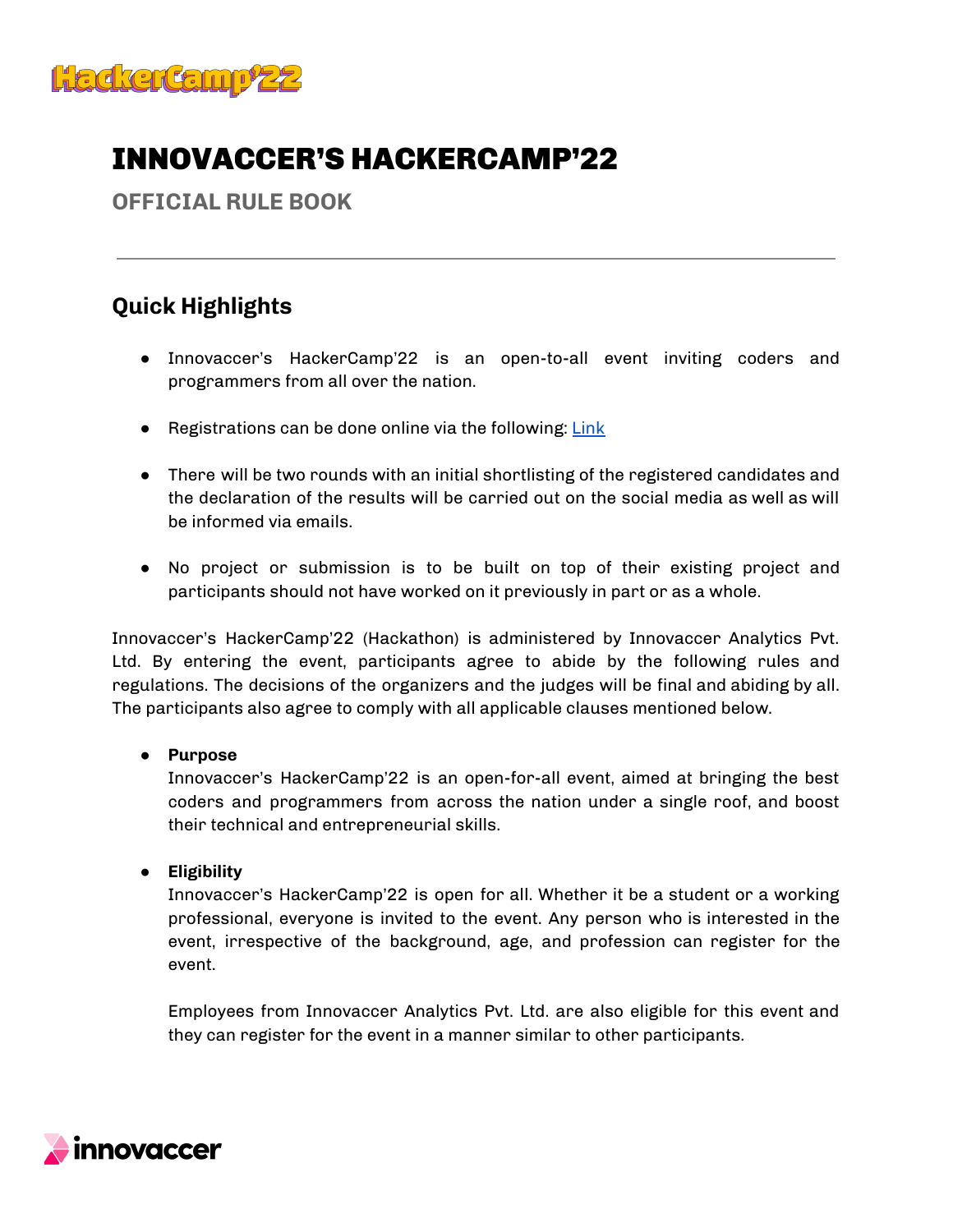# INNOVACCER'S HACKERCAMP'22

## OFFICIAL RULE BOOK

---

### Quick Highlights

- Innovaccer's HackerCamp'22 is an open-to-all event inviting coders and programmers from all over the nation.

- Registrations can be done online via the following: [Link]

- There will be two rounds with an initial shortlisting of the registered candidates and the declaration of the results will be carried out on the social media as well as will be informed via emails.

- No project or submission is to be built on top of their existing project and participants should not have worked on it previously in part or as a whole.

Innovaccer's HackerCamp'22 (Hackathon) is administered by Innovaccer Analytics Pvt. Ltd. By entering the event, participants agree to abide by the following rules and regulations. The decisions of the organizers and the judges will be final and abiding by all. The participants also agree to comply with all applicable clauses mentioned below.

- **Purpose**
  Innovaccer's HackerCamp'22 is an open-for-all event, aimed at bringing the best coders and programmers from across the nation under a single roof, and boost their technical and entrepreneurial skills.

- **Eligibility**
  Innovaccer's HackerCamp'22 is open for all. Whether it be a student or a working professional, everyone is invited to the event. Any person who is interested in the event, irrespective of the background, age, and profession can register for the event.

  Employees from Innovaccer Analytics Pvt. Ltd. are also eligible for this event and they can register for the event in a manner similar to other participants.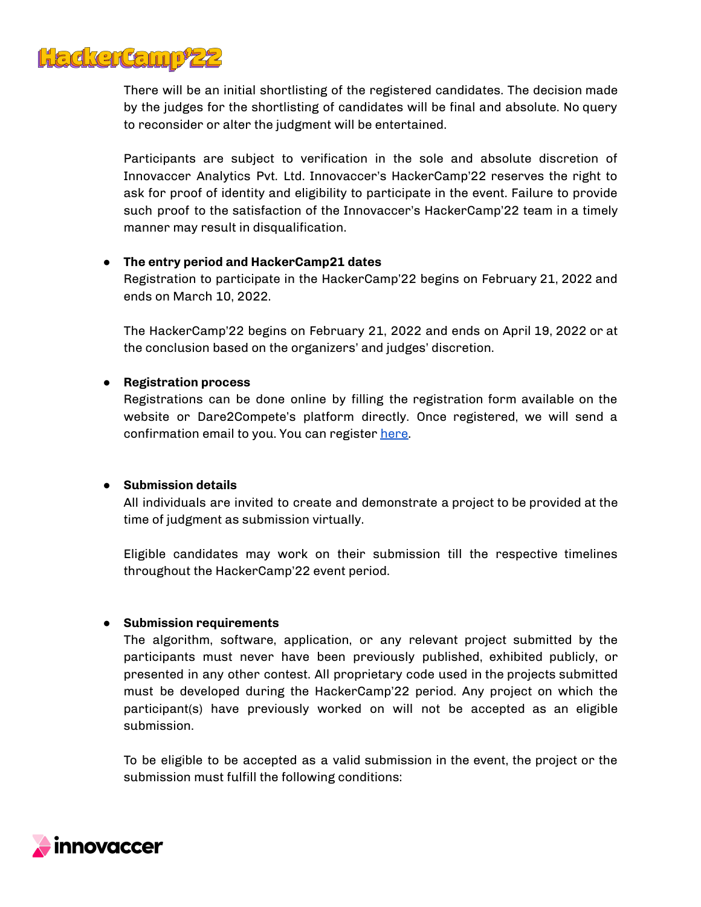There will be an initial shortlisting of the registered candidates. The decision made by the judges for the shortlisting of candidates will be final and absolute. No query to reconsider or alter the judgment will be entertained.

Participants are subject to verification in the sole and absolute discretion of Innovaccer Analytics Pvt. Ltd. Innovaccer's HackerCamp'22 reserves the right to ask for proof of identity and eligibility to participate in the event. Failure to provide such proof to the satisfaction of the Innovaccer's HackerCamp'22 team in a timely manner may result in disqualification.

- **The entry period and HackerCamp21 dates**

  Registration to participate in the HackerCamp'22 begins on February 21, 2022 and ends on March 10, 2022.

  The HackerCamp'22 begins on February 21, 2022 and ends on April 19, 2022 or at the conclusion based on the organizers' and judges' discretion.

- **Registration process**

  Registrations can be done online by filling the registration form available on the website or Dare2Compete's platform directly. Once registered, we will send a confirmation email to you. You can register here.

- **Submission details**

  All individuals are invited to create and demonstrate a project to be provided at the time of judgment as submission virtually.

  Eligible candidates may work on their submission till the respective timelines throughout the HackerCamp'22 event period.

- **Submission requirements**

  The algorithm, software, application, or any relevant project submitted by the participants must never have been previously published, exhibited publicly, or presented in any other contest. All proprietary code used in the projects submitted must be developed during the HackerCamp'22 period. Any project on which the participant(s) have previously worked on will not be accepted as an eligible submission.

  To be eligible to be accepted as a valid submission in the event, the project or the submission must fulfill the following conditions: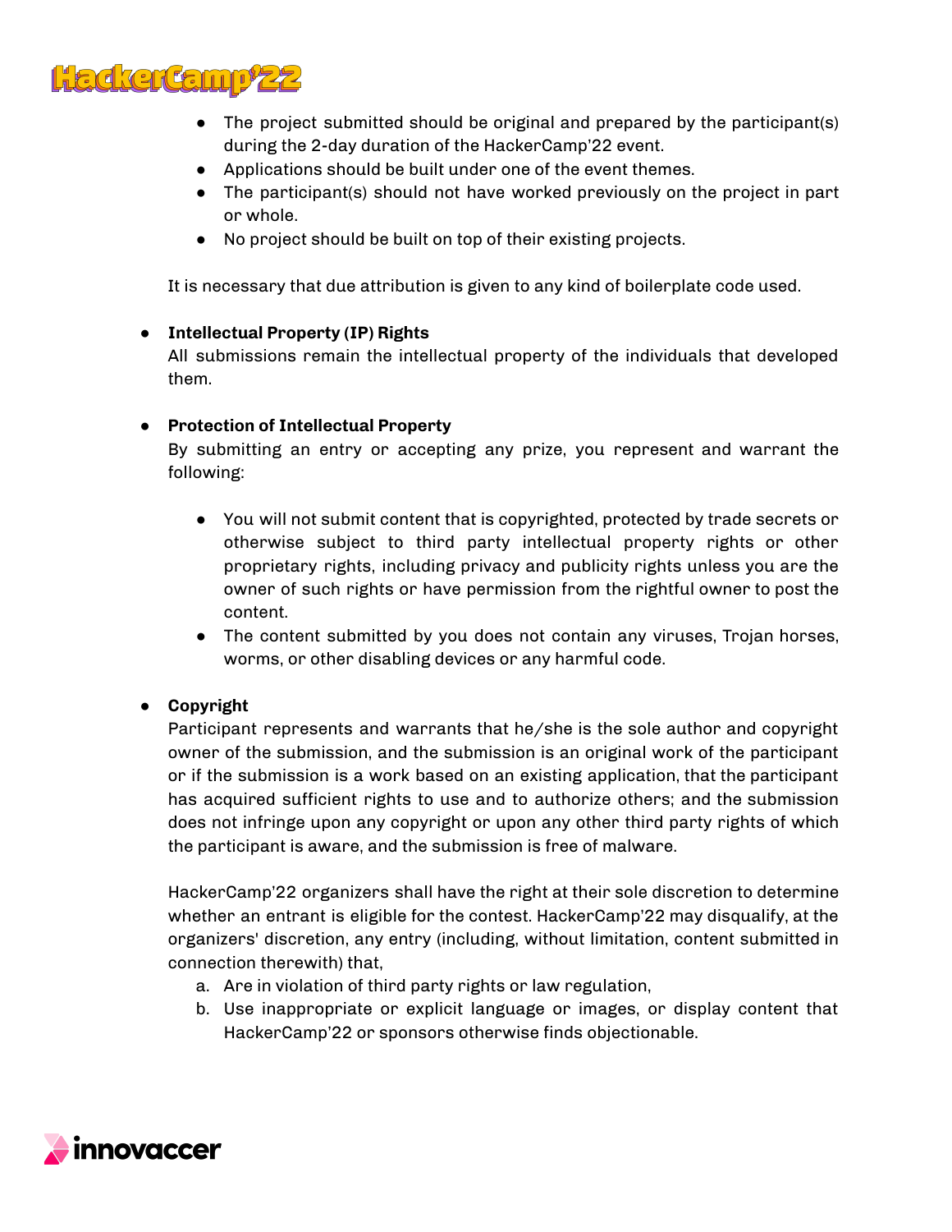- The project submitted should be original and prepared by the participant(s) during the 2-day duration of the HackerCamp'22 event.
- Applications should be built under one of the event themes.
- The participant(s) should not have worked previously on the project in part or whole.
- No project should be built on top of their existing projects.

It is necessary that due attribution is given to any kind of boilerplate code used.

- **Intellectual Property (IP) Rights**
  All submissions remain the intellectual property of the individuals that developed them.

- **Protection of Intellectual Property**
  By submitting an entry or accepting any prize, you represent and warrant the following:

  - You will not submit content that is copyrighted, protected by trade secrets or otherwise subject to third party intellectual property rights or other proprietary rights, including privacy and publicity rights unless you are the owner of such rights or have permission from the rightful owner to post the content.
  - The content submitted by you does not contain any viruses, Trojan horses, worms, or other disabling devices or any harmful code.

- **Copyright**
  Participant represents and warrants that he/she is the sole author and copyright owner of the submission, and the submission is an original work of the participant or if the submission is a work based on an existing application, that the participant has acquired sufficient rights to use and to authorize others; and the submission does not infringe upon any copyright or upon any other third party rights of which the participant is aware, and the submission is free of malware.

  HackerCamp'22 organizers shall have the right at their sole discretion to determine whether an entrant is eligible for the contest. HackerCamp'22 may disqualify, at the organizers' discretion, any entry (including, without limitation, content submitted in connection therewith) that,

  a. Are in violation of third party rights or law regulation,
  b. Use inappropriate or explicit language or images, or display content that HackerCamp'22 or sponsors otherwise finds objectionable.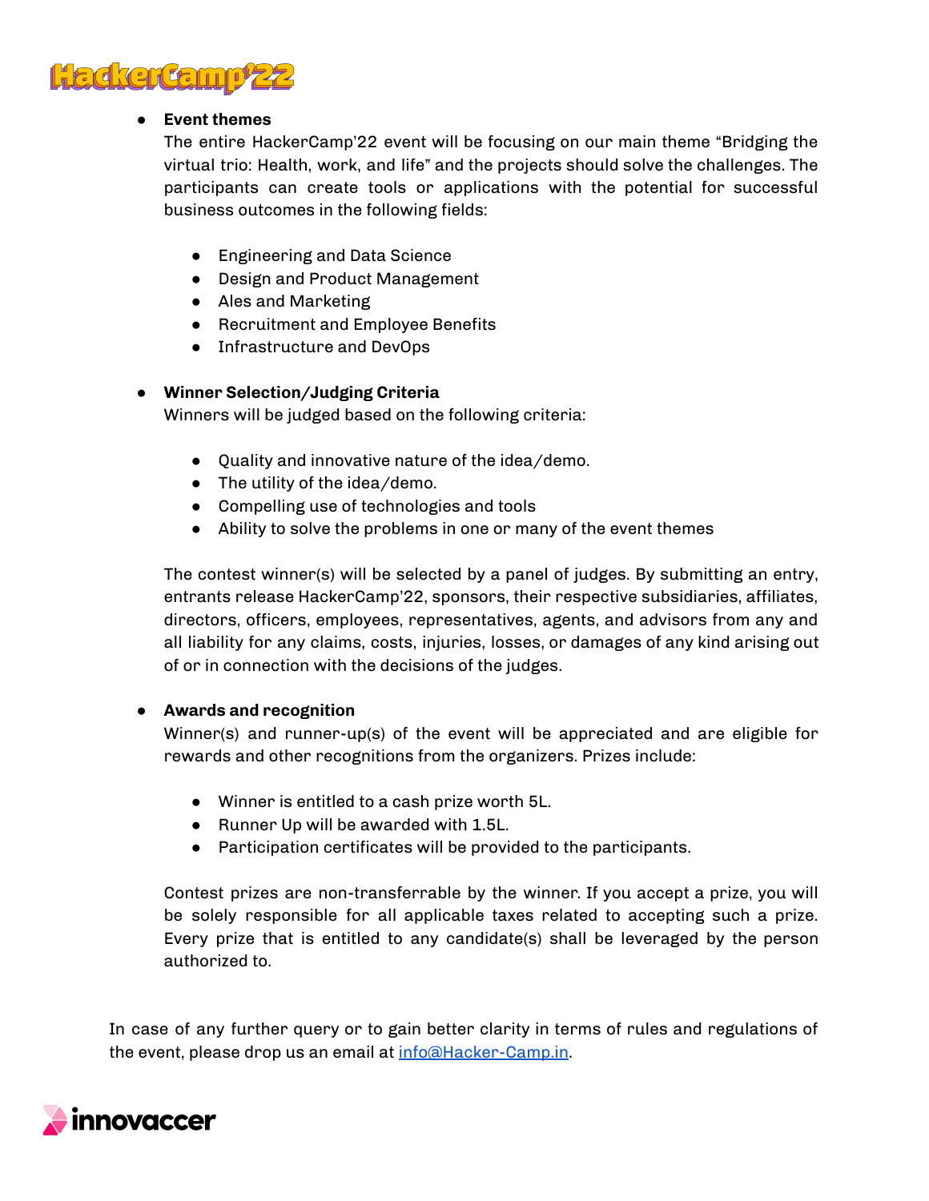- **Event themes**
  The entire HackerCamp'22 event will be focusing on our main theme "Bridging the virtual trio: Health, work, and life" and the projects should solve the challenges. The participants can create tools or applications with the potential for successful business outcomes in the following fields:

  - Engineering and Data Science
  - Design and Product Management
  - Ales and Marketing
  - Recruitment and Employee Benefits
  - Infrastructure and DevOps

- **Winner Selection/Judging Criteria**
  Winners will be judged based on the following criteria:

  - Quality and innovative nature of the idea/demo.
  - The utility of the idea/demo.
  - Compelling use of technologies and tools
  - Ability to solve the problems in one or many of the event themes

  The contest winner(s) will be selected by a panel of judges. By submitting an entry, entrants release HackerCamp'22, sponsors, their respective subsidiaries, affiliates, directors, officers, employees, representatives, agents, and advisors from any and all liability for any claims, costs, injuries, losses, or damages of any kind arising out of or in connection with the decisions of the judges.

- **Awards and recognition**
  Winner(s) and runner-up(s) of the event will be appreciated and are eligible for rewards and other recognitions from the organizers. Prizes include:

  - Winner is entitled to a cash prize worth 5L.
  - Runner Up will be awarded with 1.5L.
  - Participation certificates will be provided to the participants.

  Contest prizes are non-transferrable by the winner. If you accept a prize, you will be solely responsible for all applicable taxes related to accepting such a prize. Every prize that is entitled to any candidate(s) shall be leveraged by the person authorized to.

In case of any further query or to gain better clarity in terms of rules and regulations of the event, please drop us an email at [info@Hacker-Camp.in](mailto:info@Hacker-Camp.in).